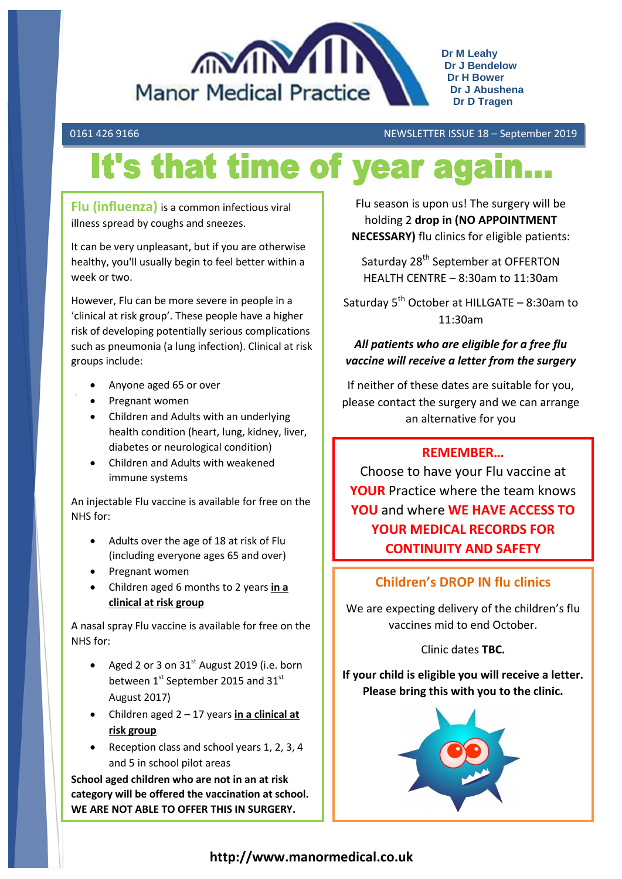# Manor Medical Practice

**Dr M Leahy**
**Dr J Bendelow**
**Dr H Bower**
**Dr J Abushena**
**Dr D Tragen**

0161 426 9166

NEWSLETTER ISSUE 18 – September 2019

# It's that time of year again...

**Flu (influenza)** is a common infectious viral illness spread by coughs and sneezes.

It can be very unpleasant, but if you are otherwise healthy, you'll usually begin to feel better within a week or two.

However, Flu can be more severe in people in a 'clinical at risk group'. These people have a higher risk of developing potentially serious complications such as pneumonia (a lung infection). Clinical at risk groups include:

- Anyone aged 65 or over
- Pregnant women
- Children and Adults with an underlying health condition (heart, lung, kidney, liver, diabetes or neurological condition)
- Children and Adults with weakened immune systems

An injectable Flu vaccine is available for free on the NHS for:

- Adults over the age of 18 at risk of Flu (including everyone ages 65 and over)
- Pregnant women
- Children aged 6 months to 2 years **in a clinical at risk group**

A nasal spray Flu vaccine is available for free on the NHS for:

- Aged 2 or 3 on 31st August 2019 (i.e. born between 1st September 2015 and 31st August 2017)
- Children aged 2 – 17 years **in a clinical at risk group**
- Reception class and school years 1, 2, 3, 4 and 5 in school pilot areas

**School aged children who are not in an at risk category will be offered the vaccination at school. WE ARE NOT ABLE TO OFFER THIS IN SURGERY.**

Flu season is upon us! The surgery will be holding 2 **drop in (NO APPOINTMENT NECESSARY)** flu clinics for eligible patients:

Saturday 28th September at OFFERTON HEALTH CENTRE – 8:30am to 11:30am

Saturday 5th October at HILLGATE – 8:30am to 11:30am

***All patients who are eligible for a free flu vaccine will receive a letter from the surgery***

If neither of these dates are suitable for you, please contact the surgery and we can arrange an alternative for you

**REMEMBER…**

Choose to have your Flu vaccine at **YOUR** Practice where the team knows **YOU** and where **WE HAVE ACCESS TO YOUR MEDICAL RECORDS FOR CONTINUITY AND SAFETY**

## Children's DROP IN flu clinics

We are expecting delivery of the children's flu vaccines mid to end October.

Clinic dates **TBC.**

**If your child is eligible you will receive a letter. Please bring this with you to the clinic.**

**http://www.manormedical.co.uk**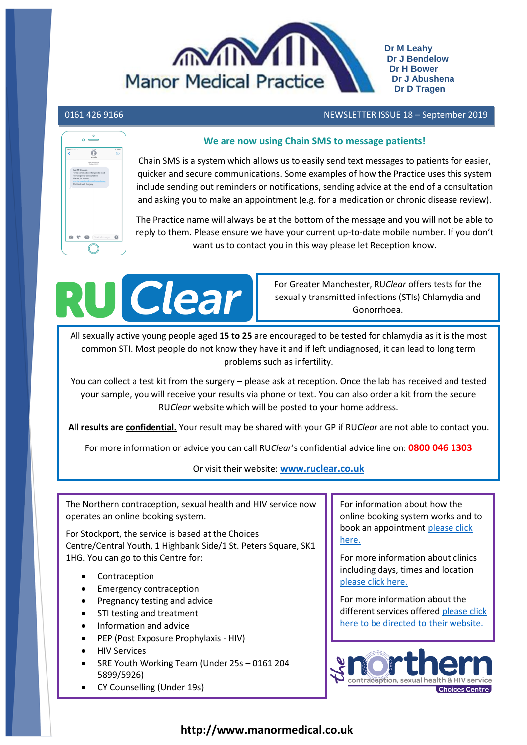# Manor Medical Practice

**Dr M Leahy**
**Dr J Bendelow**
**Dr H Bower**
**Dr J Abushena**
**Dr D Tragen**

0161 426 9166 | NEWSLETTER ISSUE 18 – September 2019

## We are now using Chain SMS to message patients!

Chain SMS is a system which allows us to easily send text messages to patients for easier, quicker and secure communications. Some examples of how the Practice uses this system include sending out reminders or notifications, sending advice at the end of a consultation and asking you to make an appointment (e.g. for a medication or chronic disease review).

The Practice name will always be at the bottom of the message and you will not be able to reply to them. Please ensure we have your current up-to-date mobile number. If you don't want us to contact you in this way please let Reception know.

## RU *Clear*

For Greater Manchester, RU*Clear* offers tests for the sexually transmitted infections (STIs) Chlamydia and Gonorrhoea.

All sexually active young people aged **15 to 25** are encouraged to be tested for chlamydia as it is the most common STI. Most people do not know they have it and if left undiagnosed, it can lead to long term problems such as infertility.

You can collect a test kit from the surgery – please ask at reception. Once the lab has received and tested your sample, you will receive your results via phone or text. You can also order a kit from the secure RU*Clear* website which will be posted to your home address.

**All results are confidential.** Your result may be shared with your GP if RU*Clear* are not able to contact you.

For more information or advice you can call RU*Clear*'s confidential advice line on: **0800 046 1303**

Or visit their website: **www.ruclear.co.uk**

The Northern contraception, sexual health and HIV service now operates an online booking system.

For Stockport, the service is based at the Choices Centre/Central Youth, 1 Highbank Side/1 St. Peters Square, SK1 1HG. You can go to this Centre for:

- Contraception
- Emergency contraception
- Pregnancy testing and advice
- STI testing and treatment
- Information and advice
- PEP (Post Exposure Prophylaxis - HIV)
- HIV Services
- SRE Youth Working Team (Under 25s – 0161 204 5899/5926)
- CY Counselling (Under 19s)

For information about how the online booking system works and to book an appointment please click here.

For more information about clinics including days, times and location please click here.

For more information about the different services offered please click here to be directed to their website.

the northern contraception, sexual health & HIV service – Choices Centre

**http://www.manormedical.co.uk**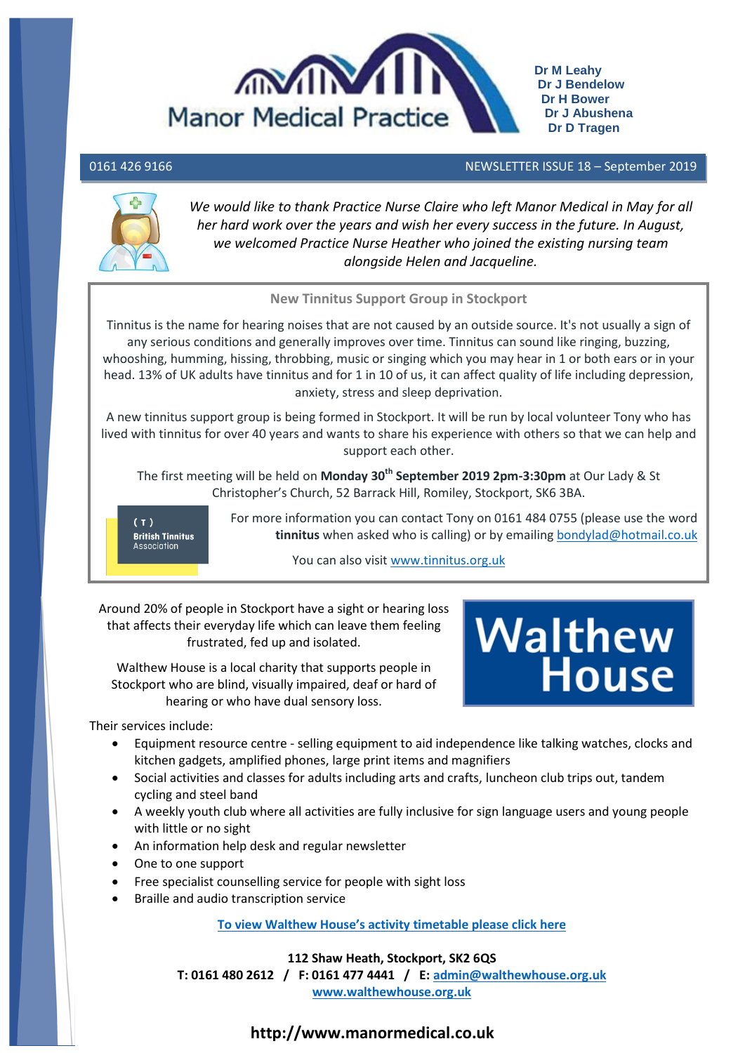# Manor Medical Practice

**Dr M Leahy**
**Dr J Bendelow**
**Dr H Bower**
**Dr J Abushena**
**Dr D Tragen**

0161 426 9166 — NEWSLETTER ISSUE 18 – September 2019

*We would like to thank Practice Nurse Claire who left Manor Medical in May for all her hard work over the years and wish her every success in the future. In August, we welcomed Practice Nurse Heather who joined the existing nursing team alongside Helen and Jacqueline.*

## New Tinnitus Support Group in Stockport

Tinnitus is the name for hearing noises that are not caused by an outside source. It's not usually a sign of any serious conditions and generally improves over time. Tinnitus can sound like ringing, buzzing, whooshing, humming, hissing, throbbing, music or singing which you may hear in 1 or both ears or in your head. 13% of UK adults have tinnitus and for 1 in 10 of us, it can affect quality of life including depression, anxiety, stress and sleep deprivation.

A new tinnitus support group is being formed in Stockport. It will be run by local volunteer Tony who has lived with tinnitus for over 40 years and wants to share his experience with others so that we can help and support each other.

The first meeting will be held on **Monday 30th September 2019 2pm-3:30pm** at Our Lady & St Christopher's Church, 52 Barrack Hill, Romiley, Stockport, SK6 3BA.

British Tinnitus Association

For more information you can contact Tony on 0161 484 0755 (please use the word **tinnitus** when asked who is calling) or by emailing bondylad@hotmail.co.uk

You can also visit www.tinnitus.org.uk

## Walthew House

Around 20% of people in Stockport have a sight or hearing loss that affects their everyday life which can leave them feeling frustrated, fed up and isolated.

Walthew House is a local charity that supports people in Stockport who are blind, visually impaired, deaf or hard of hearing or who have dual sensory loss.

Their services include:

- Equipment resource centre - selling equipment to aid independence like talking watches, clocks and kitchen gadgets, amplified phones, large print items and magnifiers
- Social activities and classes for adults including arts and crafts, luncheon club trips out, tandem cycling and steel band
- A weekly youth club where all activities are fully inclusive for sign language users and young people with little or no sight
- An information help desk and regular newsletter
- One to one support
- Free specialist counselling service for people with sight loss
- Braille and audio transcription service

**To view Walthew House's activity timetable please click here**

**112 Shaw Heath, Stockport, SK2 6QS**
**T: 0161 480 2612 / F: 0161 477 4441 / E: admin@walthewhouse.org.uk**
**www.walthewhouse.org.uk**

**http://www.manormedical.co.uk**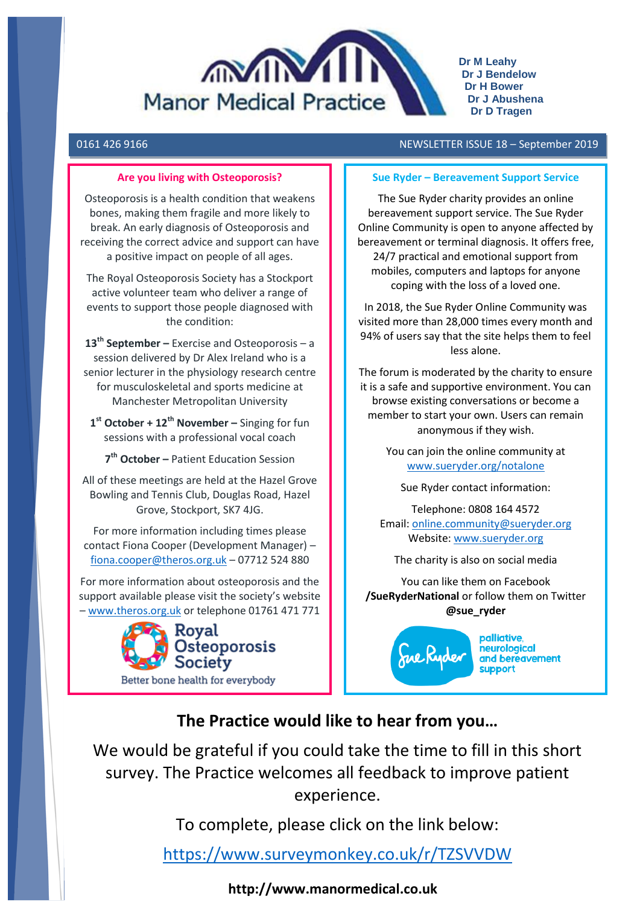# Manor Medical Practice

Dr M Leahy
Dr J Bendelow
Dr H Bower
Dr J Abushena
Dr D Tragen

0161 426 9166 NEWSLETTER ISSUE 18 – September 2019

## Are you living with Osteoporosis?

Osteoporosis is a health condition that weakens bones, making them fragile and more likely to break. An early diagnosis of Osteoporosis and receiving the correct advice and support can have a positive impact on people of all ages.

The Royal Osteoporosis Society has a Stockport active volunteer team who deliver a range of events to support those people diagnosed with the condition:

**13th September –** Exercise and Osteoporosis – a session delivered by Dr Alex Ireland who is a senior lecturer in the physiology research centre for musculoskeletal and sports medicine at Manchester Metropolitan University

**1st October + 12th November –** Singing for fun sessions with a professional vocal coach

**7th October –** Patient Education Session

All of these meetings are held at the Hazel Grove Bowling and Tennis Club, Douglas Road, Hazel Grove, Stockport, SK7 4JG.

For more information including times please contact Fiona Cooper (Development Manager) – fiona.cooper@theros.org.uk – 07712 524 880

For more information about osteoporosis and the support available please visit the society's website – www.theros.org.uk or telephone 01761 471 771

Royal Osteoporosis Society
Better bone health for everybody

## Sue Ryder – Bereavement Support Service

The Sue Ryder charity provides an online bereavement support service. The Sue Ryder Online Community is open to anyone affected by bereavement or terminal diagnosis. It offers free, 24/7 practical and emotional support from mobiles, computers and laptops for anyone coping with the loss of a loved one.

In 2018, the Sue Ryder Online Community was visited more than 28,000 times every month and 94% of users say that the site helps them to feel less alone.

The forum is moderated by the charity to ensure it is a safe and supportive environment. You can browse existing conversations or become a member to start your own. Users can remain anonymous if they wish.

You can join the online community at www.sueryder.org/notalone

Sue Ryder contact information:

Telephone: 0808 164 4572
Email: online.community@sueryder.org
Website: www.sueryder.org

The charity is also on social media

You can like them on Facebook **/SueRyderNational** or follow them on Twitter **@sue_ryder**

Sue Ryder – palliative, neurological and bereavement support

## The Practice would like to hear from you…

We would be grateful if you could take the time to fill in this short survey. The Practice welcomes all feedback to improve patient experience.

To complete, please click on the link below:

https://www.surveymonkey.co.uk/r/TZSVVDW

**http://www.manormedical.co.uk**